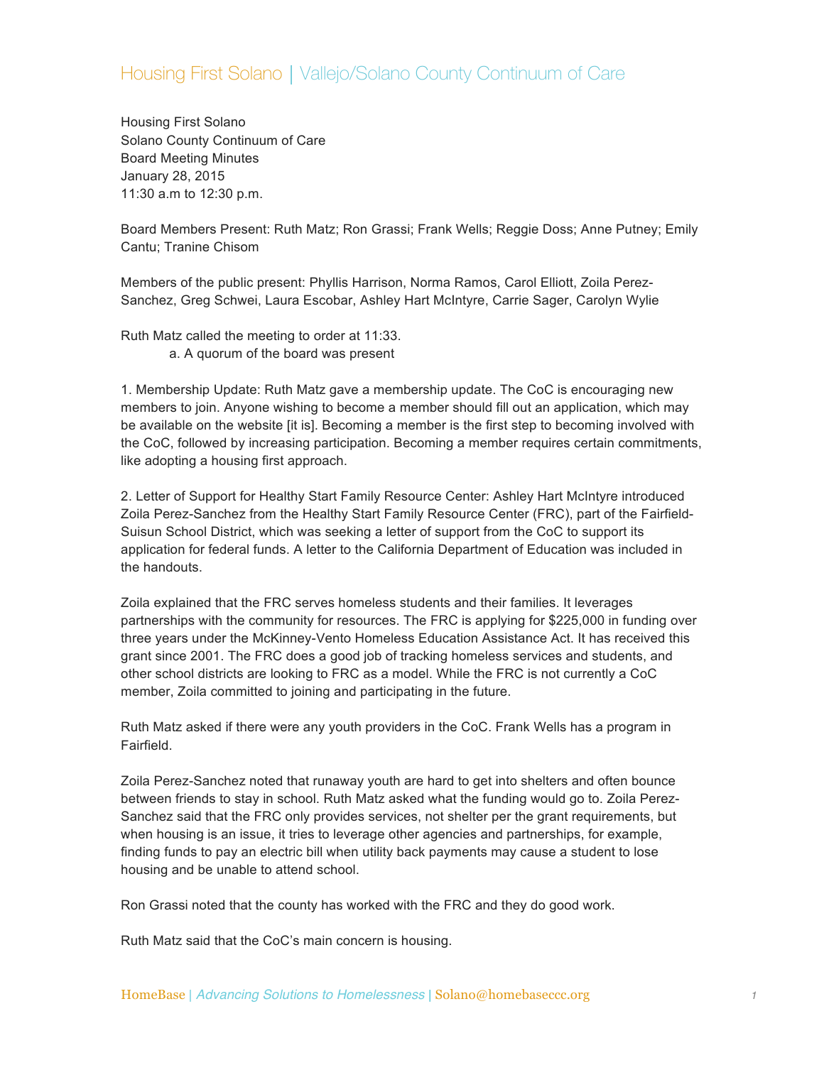Housing First Solano | Vallejo/Solano County Continuum of Care

Housing First Solano
Solano County Continuum of Care
Board Meeting Minutes
January 28, 2015
11:30 a.m to 12:30 p.m.

Board Members Present: Ruth Matz; Ron Grassi; Frank Wells; Reggie Doss; Anne Putney; Emily Cantu; Tranine Chisom

Members of the public present: Phyllis Harrison, Norma Ramos, Carol Elliott, Zoila Perez-Sanchez, Greg Schwei, Laura Escobar, Ashley Hart McIntyre, Carrie Sager, Carolyn Wylie

Ruth Matz called the meeting to order at 11:33.

a. A quorum of the board was present

1. Membership Update: Ruth Matz gave a membership update. The CoC is encouraging new members to join. Anyone wishing to become a member should fill out an application, which may be available on the website [it is]. Becoming a member is the first step to becoming involved with the CoC, followed by increasing participation. Becoming a member requires certain commitments, like adopting a housing first approach.

2. Letter of Support for Healthy Start Family Resource Center: Ashley Hart McIntyre introduced Zoila Perez-Sanchez from the Healthy Start Family Resource Center (FRC), part of the Fairfield-Suisun School District, which was seeking a letter of support from the CoC to support its application for federal funds. A letter to the California Department of Education was included in the handouts.

Zoila explained that the FRC serves homeless students and their families. It leverages partnerships with the community for resources. The FRC is applying for $225,000 in funding over three years under the McKinney-Vento Homeless Education Assistance Act. It has received this grant since 2001. The FRC does a good job of tracking homeless services and students, and other school districts are looking to FRC as a model. While the FRC is not currently a CoC member, Zoila committed to joining and participating in the future.

Ruth Matz asked if there were any youth providers in the CoC. Frank Wells has a program in Fairfield.

Zoila Perez-Sanchez noted that runaway youth are hard to get into shelters and often bounce between friends to stay in school. Ruth Matz asked what the funding would go to. Zoila Perez-Sanchez said that the FRC only provides services, not shelter per the grant requirements, but when housing is an issue, it tries to leverage other agencies and partnerships, for example, finding funds to pay an electric bill when utility back payments may cause a student to lose housing and be unable to attend school.

Ron Grassi noted that the county has worked with the FRC and they do good work.

Ruth Matz said that the CoC's main concern is housing.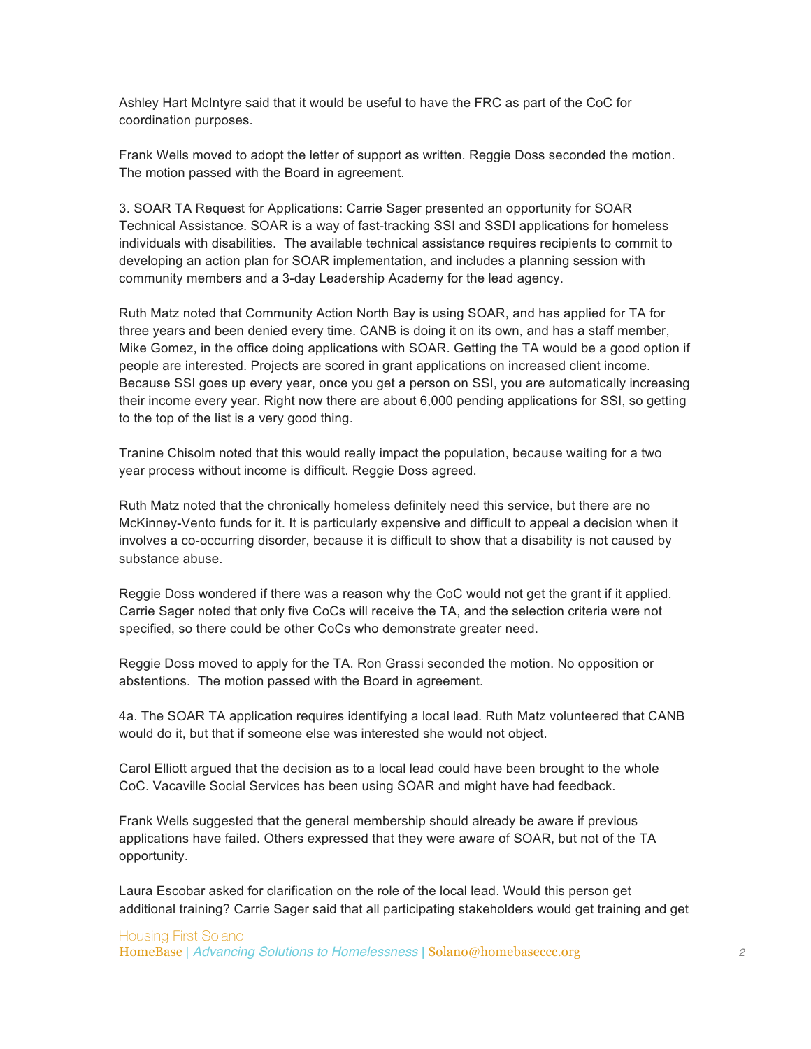Ashley Hart McIntyre said that it would be useful to have the FRC as part of the CoC for coordination purposes.

Frank Wells moved to adopt the letter of support as written. Reggie Doss seconded the motion. The motion passed with the Board in agreement.

3. SOAR TA Request for Applications: Carrie Sager presented an opportunity for SOAR Technical Assistance. SOAR is a way of fast-tracking SSI and SSDI applications for homeless individuals with disabilities. The available technical assistance requires recipients to commit to developing an action plan for SOAR implementation, and includes a planning session with community members and a 3-day Leadership Academy for the lead agency.

Ruth Matz noted that Community Action North Bay is using SOAR, and has applied for TA for three years and been denied every time. CANB is doing it on its own, and has a staff member, Mike Gomez, in the office doing applications with SOAR. Getting the TA would be a good option if people are interested. Projects are scored in grant applications on increased client income. Because SSI goes up every year, once you get a person on SSI, you are automatically increasing their income every year. Right now there are about 6,000 pending applications for SSI, so getting to the top of the list is a very good thing.

Tranine Chisolm noted that this would really impact the population, because waiting for a two year process without income is difficult. Reggie Doss agreed.

Ruth Matz noted that the chronically homeless definitely need this service, but there are no McKinney-Vento funds for it. It is particularly expensive and difficult to appeal a decision when it involves a co-occurring disorder, because it is difficult to show that a disability is not caused by substance abuse.

Reggie Doss wondered if there was a reason why the CoC would not get the grant if it applied. Carrie Sager noted that only five CoCs will receive the TA, and the selection criteria were not specified, so there could be other CoCs who demonstrate greater need.

Reggie Doss moved to apply for the TA. Ron Grassi seconded the motion. No opposition or abstentions. The motion passed with the Board in agreement.

4a. The SOAR TA application requires identifying a local lead. Ruth Matz volunteered that CANB would do it, but that if someone else was interested she would not object.

Carol Elliott argued that the decision as to a local lead could have been brought to the whole CoC. Vacaville Social Services has been using SOAR and might have had feedback.

Frank Wells suggested that the general membership should already be aware if previous applications have failed. Others expressed that they were aware of SOAR, but not of the TA opportunity.

Laura Escobar asked for clarification on the role of the local lead. Would this person get additional training? Carrie Sager said that all participating stakeholders would get training and get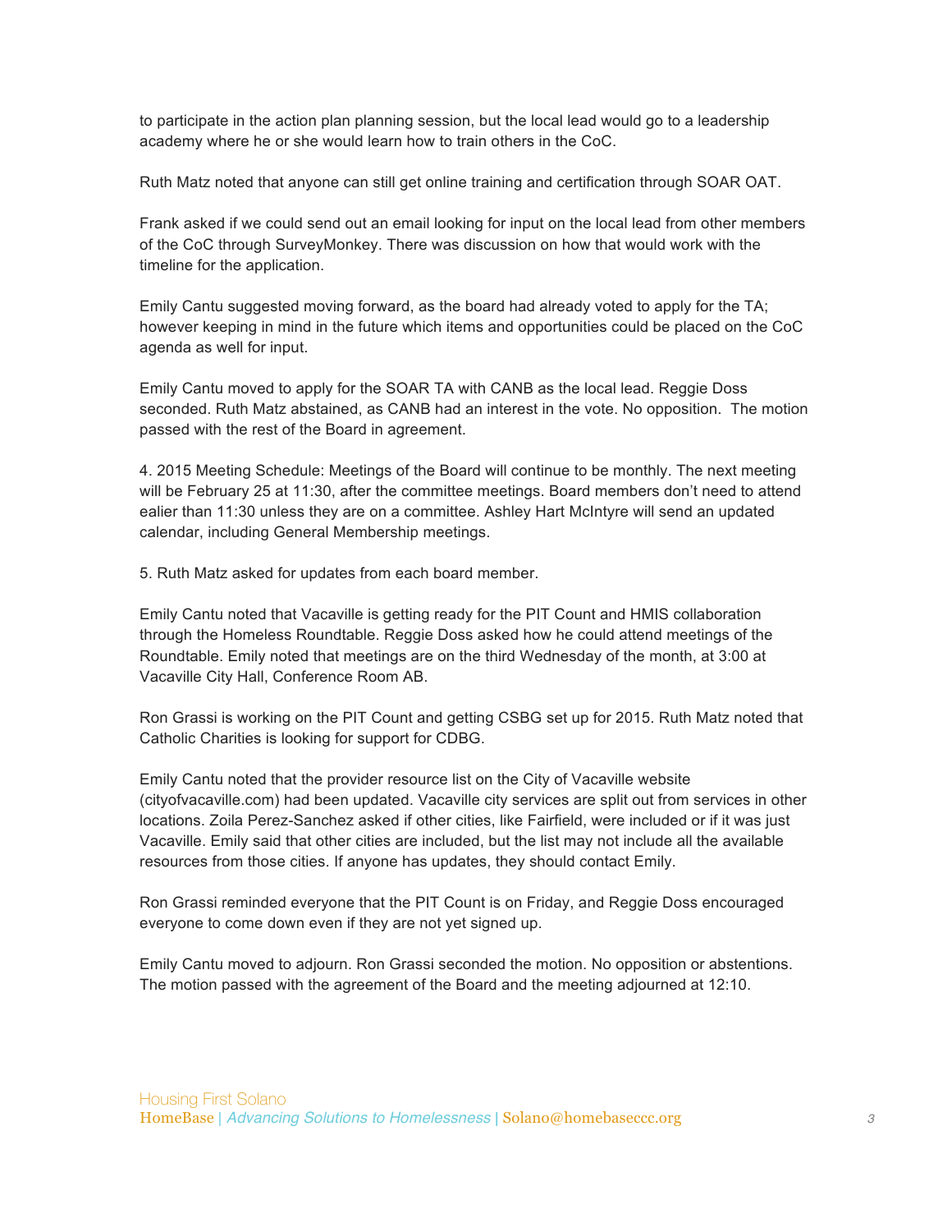to participate in the action plan planning session, but the local lead would go to a leadership academy where he or she would learn how to train others in the CoC.

Ruth Matz noted that anyone can still get online training and certification through SOAR OAT.

Frank asked if we could send out an email looking for input on the local lead from other members of the CoC through SurveyMonkey. There was discussion on how that would work with the timeline for the application.

Emily Cantu suggested moving forward, as the board had already voted to apply for the TA; however keeping in mind in the future which items and opportunities could be placed on the CoC agenda as well for input.

Emily Cantu moved to apply for the SOAR TA with CANB as the local lead. Reggie Doss seconded. Ruth Matz abstained, as CANB had an interest in the vote. No opposition.  The motion passed with the rest of the Board in agreement.

4. 2015 Meeting Schedule: Meetings of the Board will continue to be monthly. The next meeting will be February 25 at 11:30, after the committee meetings. Board members don't need to attend ealier than 11:30 unless they are on a committee. Ashley Hart McIntyre will send an updated calendar, including General Membership meetings.

5. Ruth Matz asked for updates from each board member.

Emily Cantu noted that Vacaville is getting ready for the PIT Count and HMIS collaboration through the Homeless Roundtable. Reggie Doss asked how he could attend meetings of the Roundtable. Emily noted that meetings are on the third Wednesday of the month, at 3:00 at Vacaville City Hall, Conference Room AB.

Ron Grassi is working on the PIT Count and getting CSBG set up for 2015. Ruth Matz noted that Catholic Charities is looking for support for CDBG.

Emily Cantu noted that the provider resource list on the City of Vacaville website (cityofvacaville.com) had been updated. Vacaville city services are split out from services in other locations. Zoila Perez-Sanchez asked if other cities, like Fairfield, were included or if it was just Vacaville. Emily said that other cities are included, but the list may not include all the available resources from those cities. If anyone has updates, they should contact Emily.

Ron Grassi reminded everyone that the PIT Count is on Friday, and Reggie Doss encouraged everyone to come down even if they are not yet signed up.

Emily Cantu moved to adjourn. Ron Grassi seconded the motion. No opposition or abstentions. The motion passed with the agreement of the Board and the meeting adjourned at 12:10.